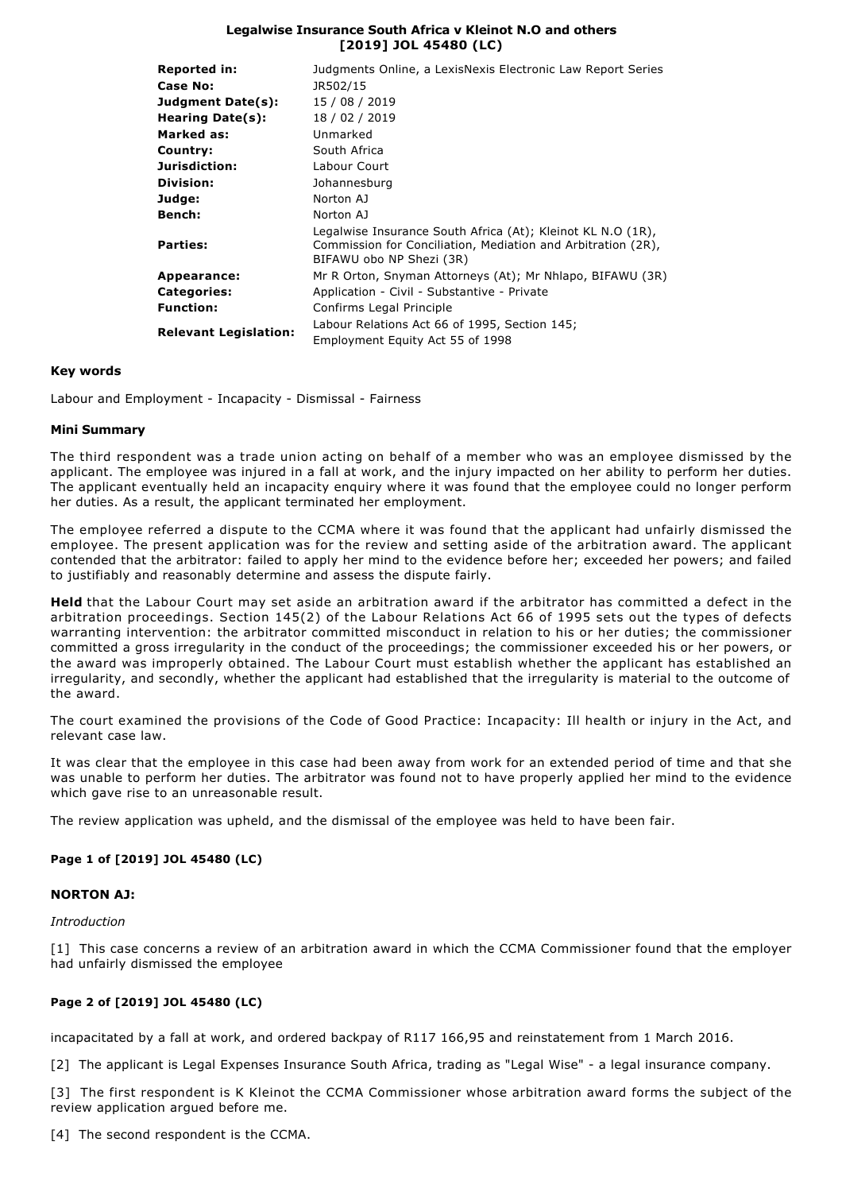# Legalwise Insurance South Africa v Kleinot N.O and others [2019] JOL 45480 (LC)

| | |
|---|---|
| **Reported in:** | Judgments Online, a LexisNexis Electronic Law Report Series |
| **Case No:** | JR502/15 |
| **Judgment Date(s):** | 15 / 08 / 2019 |
| **Hearing Date(s):** | 18 / 02 / 2019 |
| **Marked as:** | Unmarked |
| **Country:** | South Africa |
| **Jurisdiction:** | Labour Court |
| **Division:** | Johannesburg |
| **Judge:** | Norton AJ |
| **Bench:** | Norton AJ |
| **Parties:** | Legalwise Insurance South Africa (At); Kleinot KL N.O (1R), Commission for Conciliation, Mediation and Arbitration (2R), BIFAWU obo NP Shezi (3R) |
| **Appearance:** | Mr R Orton, Snyman Attorneys (At); Mr Nhlapo, BIFAWU (3R) |
| **Categories:** | Application - Civil - Substantive - Private |
| **Function:** | Confirms Legal Principle |
| **Relevant Legislation:** | Labour Relations Act 66 of 1995, Section 145; Employment Equity Act 55 of 1998 |

### Key words

Labour and Employment - Incapacity - Dismissal - Fairness

### Mini Summary

The third respondent was a trade union acting on behalf of a member who was an employee dismissed by the applicant. The employee was injured in a fall at work, and the injury impacted on her ability to perform her duties. The applicant eventually held an incapacity enquiry where it was found that the employee could no longer perform her duties. As a result, the applicant terminated her employment.

The employee referred a dispute to the CCMA where it was found that the applicant had unfairly dismissed the employee. The present application was for the review and setting aside of the arbitration award. The applicant contended that the arbitrator: failed to apply her mind to the evidence before her; exceeded her powers; and failed to justifiably and reasonably determine and assess the dispute fairly.

**Held** that the Labour Court may set aside an arbitration award if the arbitrator has committed a defect in the arbitration proceedings. Section 145(2) of the Labour Relations Act 66 of 1995 sets out the types of defects warranting intervention: the arbitrator committed misconduct in relation to his or her duties; the commissioner committed a gross irregularity in the conduct of the proceedings; the commissioner exceeded his or her powers, or the award was improperly obtained. The Labour Court must establish whether the applicant has established an irregularity, and secondly, whether the applicant had established that the irregularity is material to the outcome of the award.

The court examined the provisions of the Code of Good Practice: Incapacity: Ill health or injury in the Act, and relevant case law.

It was clear that the employee in this case had been away from work for an extended period of time and that she was unable to perform her duties. The arbitrator was found not to have properly applied her mind to the evidence which gave rise to an unreasonable result.

The review application was upheld, and the dismissal of the employee was held to have been fair.

**Page 1 of [2019] JOL 45480 (LC)**

**NORTON AJ:**

*Introduction*

[1] This case concerns a review of an arbitration award in which the CCMA Commissioner found that the employer had unfairly dismissed the employee

**Page 2 of [2019] JOL 45480 (LC)**

incapacitated by a fall at work, and ordered backpay of R117 166,95 and reinstatement from 1 March 2016.

[2] The applicant is Legal Expenses Insurance South Africa, trading as "Legal Wise" - a legal insurance company.

[3] The first respondent is K Kleinot the CCMA Commissioner whose arbitration award forms the subject of the review application argued before me.

[4] The second respondent is the CCMA.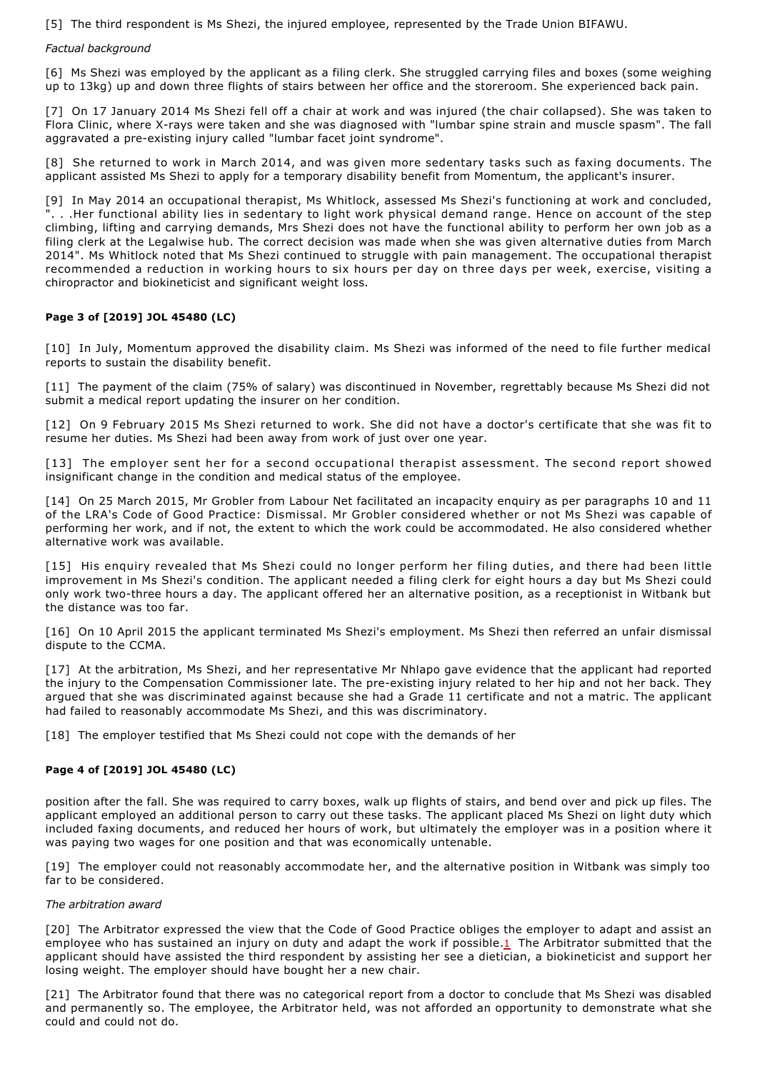[5] The third respondent is Ms Shezi, the injured employee, represented by the Trade Union BIFAWU.

*Factual background*

[6] Ms Shezi was employed by the applicant as a filing clerk. She struggled carrying files and boxes (some weighing up to 13kg) up and down three flights of stairs between her office and the storeroom. She experienced back pain.

[7] On 17 January 2014 Ms Shezi fell off a chair at work and was injured (the chair collapsed). She was taken to Flora Clinic, where X-rays were taken and she was diagnosed with "lumbar spine strain and muscle spasm". The fall aggravated a pre-existing injury called "lumbar facet joint syndrome".

[8] She returned to work in March 2014, and was given more sedentary tasks such as faxing documents. The applicant assisted Ms Shezi to apply for a temporary disability benefit from Momentum, the applicant's insurer.

[9] In May 2014 an occupational therapist, Ms Whitlock, assessed Ms Shezi's functioning at work and concluded, ". . .Her functional ability lies in sedentary to light work physical demand range. Hence on account of the step climbing, lifting and carrying demands, Mrs Shezi does not have the functional ability to perform her own job as a filing clerk at the Legalwise hub. The correct decision was made when she was given alternative duties from March 2014". Ms Whitlock noted that Ms Shezi continued to struggle with pain management. The occupational therapist recommended a reduction in working hours to six hours per day on three days per week, exercise, visiting a chiropractor and biokineticist and significant weight loss.

[10] In July, Momentum approved the disability claim. Ms Shezi was informed of the need to file further medical reports to sustain the disability benefit.

[11] The payment of the claim (75% of salary) was discontinued in November, regrettably because Ms Shezi did not submit a medical report updating the insurer on her condition.

[12] On 9 February 2015 Ms Shezi returned to work. She did not have a doctor's certificate that she was fit to resume her duties. Ms Shezi had been away from work of just over one year.

[13] The employer sent her for a second occupational therapist assessment. The second report showed insignificant change in the condition and medical status of the employee.

[14] On 25 March 2015, Mr Grobler from Labour Net facilitated an incapacity enquiry as per paragraphs 10 and 11 of the LRA's Code of Good Practice: Dismissal. Mr Grobler considered whether or not Ms Shezi was capable of performing her work, and if not, the extent to which the work could be accommodated. He also considered whether alternative work was available.

[15] His enquiry revealed that Ms Shezi could no longer perform her filing duties, and there had been little improvement in Ms Shezi's condition. The applicant needed a filing clerk for eight hours a day but Ms Shezi could only work two-three hours a day. The applicant offered her an alternative position, as a receptionist in Witbank but the distance was too far.

[16] On 10 April 2015 the applicant terminated Ms Shezi's employment. Ms Shezi then referred an unfair dismissal dispute to the CCMA.

[17] At the arbitration, Ms Shezi, and her representative Mr Nhlapo gave evidence that the applicant had reported the injury to the Compensation Commissioner late. The pre-existing injury related to her hip and not her back. They argued that she was discriminated against because she had a Grade 11 certificate and not a matric. The applicant had failed to reasonably accommodate Ms Shezi, and this was discriminatory.

[18] The employer testified that Ms Shezi could not cope with the demands of her position after the fall. She was required to carry boxes, walk up flights of stairs, and bend over and pick up files. The applicant employed an additional person to carry out these tasks. The applicant placed Ms Shezi on light duty which included faxing documents, and reduced her hours of work, but ultimately the employer was in a position where it was paying two wages for one position and that was economically untenable.

[19] The employer could not reasonably accommodate her, and the alternative position in Witbank was simply too far to be considered.

*The arbitration award*

[20] The Arbitrator expressed the view that the Code of Good Practice obliges the employer to adapt and assist an employee who has sustained an injury on duty and adapt the work if possible.[1] The Arbitrator submitted that the applicant should have assisted the third respondent by assisting her see a dietician, a biokineticist and support her losing weight. The employer should have bought her a new chair.

[21] The Arbitrator found that there was no categorical report from a doctor to conclude that Ms Shezi was disabled and permanently so. The employee, the Arbitrator held, was not afforded an opportunity to demonstrate what she could and could not do.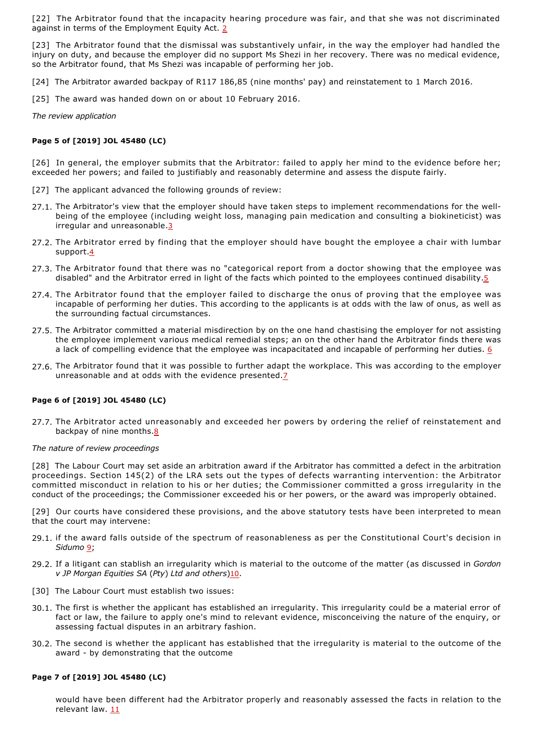[22] The Arbitrator found that the incapacity hearing procedure was fair, and that she was not discriminated against in terms of the Employment Equity Act. [2]

[23] The Arbitrator found that the dismissal was substantively unfair, in the way the employer had handled the injury on duty, and because the employer did no support Ms Shezi in her recovery. There was no medical evidence, so the Arbitrator found, that Ms Shezi was incapable of performing her job.

[24] The Arbitrator awarded backpay of R117 186,85 (nine months' pay) and reinstatement to 1 March 2016.

[25] The award was handed down on or about 10 February 2016.

*The review application*

[26] In general, the employer submits that the Arbitrator: failed to apply her mind to the evidence before her; exceeded her powers; and failed to justifiably and reasonably determine and assess the dispute fairly.

[27] The applicant advanced the following grounds of review:

27.1. The Arbitrator's view that the employer should have taken steps to implement recommendations for the well-being of the employee (including weight loss, managing pain medication and consulting a biokineticist) was irregular and unreasonable.[3]

27.2. The Arbitrator erred by finding that the employer should have bought the employee a chair with lumbar support.[4]

27.3. The Arbitrator found that there was no "categorical report from a doctor showing that the employee was disabled" and the Arbitrator erred in light of the facts which pointed to the employees continued disability.[5]

27.4. The Arbitrator found that the employer failed to discharge the onus of proving that the employee was incapable of performing her duties. This according to the applicants is at odds with the law of onus, as well as the surrounding factual circumstances.

27.5. The Arbitrator committed a material misdirection by on the one hand chastising the employer for not assisting the employee implement various medical remedial steps; an on the other hand the Arbitrator finds there was a lack of compelling evidence that the employee was incapacitated and incapable of performing her duties. [6]

27.6. The Arbitrator found that it was possible to further adapt the workplace. This was according to the employer unreasonable and at odds with the evidence presented.[7]

27.7. The Arbitrator acted unreasonably and exceeded her powers by ordering the relief of reinstatement and backpay of nine months.[8]

*The nature of review proceedings*

[28] The Labour Court may set aside an arbitration award if the Arbitrator has committed a defect in the arbitration proceedings. Section 145(2) of the LRA sets out the types of defects warranting intervention: the Arbitrator committed misconduct in relation to his or her duties; the Commissioner committed a gross irregularity in the conduct of the proceedings; the Commissioner exceeded his or her powers, or the award was improperly obtained.

[29] Our courts have considered these provisions, and the above statutory tests have been interpreted to mean that the court may intervene:

29.1. if the award falls outside of the spectrum of reasonableness as per the Constitutional Court's decision in *Sidumo* [9];

29.2. If a litigant can stablish an irregularity which is material to the outcome of the matter (as discussed in *Gordon v JP Morgan Equities SA* (*Pty*) *Ltd and others*)[10].

[30] The Labour Court must establish two issues:

30.1. The first is whether the applicant has established an irregularity. This irregularity could be a material error of fact or law, the failure to apply one's mind to relevant evidence, misconceiving the nature of the enquiry, or assessing factual disputes in an arbitrary fashion.

30.2. The second is whether the applicant has established that the irregularity is material to the outcome of the award - by demonstrating that the outcome would have been different had the Arbitrator properly and reasonably assessed the facts in relation to the relevant law. [11]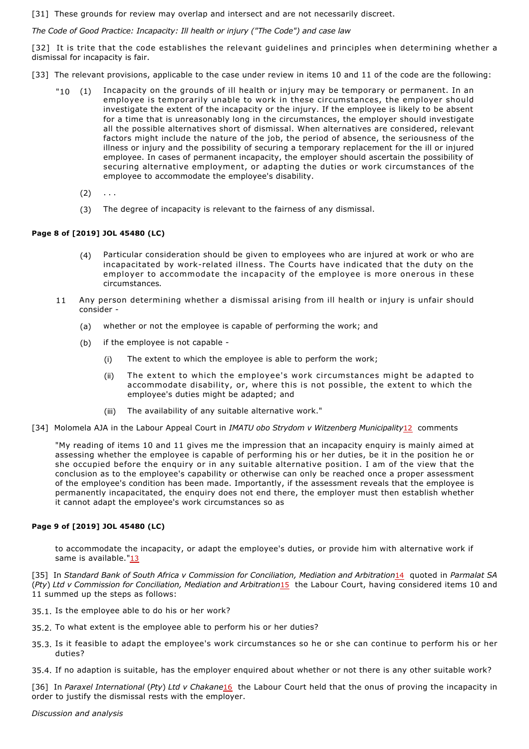[31] These grounds for review may overlap and intersect and are not necessarily discreet.

*The Code of Good Practice: Incapacity: Ill health or injury ("The Code") and case law*

[32] It is trite that the code establishes the relevant guidelines and principles when determining whether a dismissal for incapacity is fair.

[33] The relevant provisions, applicable to the case under review in items 10 and 11 of the code are the following:

> "10 (1) Incapacity on the grounds of ill health or injury may be temporary or permanent. In an employee is temporarily unable to work in these circumstances, the employer should investigate the extent of the incapacity or the injury. If the employee is likely to be absent for a time that is unreasonably long in the circumstances, the employer should investigate all the possible alternatives short of dismissal. When alternatives are considered, relevant factors might include the nature of the job, the period of absence, the seriousness of the illness or injury and the possibility of securing a temporary replacement for the ill or injured employee. In cases of permanent incapacity, the employer should ascertain the possibility of securing alternative employment, or adapting the duties or work circumstances of the employee to accommodate the employee's disability.
>
> (2) . . .
>
> (3) The degree of incapacity is relevant to the fairness of any dismissal.
>
> (4) Particular consideration should be given to employees who are injured at work or who are incapacitated by work-related illness. The Courts have indicated that the duty on the employer to accommodate the incapacity of the employee is more onerous in these circumstances.
>
> 11 Any person determining whether a dismissal arising from ill health or injury is unfair should consider -
>
> (a) whether or not the employee is capable of performing the work; and
>
> (b) if the employee is not capable -
>
> (i) The extent to which the employee is able to perform the work;
>
> (ii) The extent to which the employee's work circumstances might be adapted to accommodate disability, or, where this is not possible, the extent to which the employee's duties might be adapted; and
>
> (iii) The availability of any suitable alternative work."

[34] Molomela AJA in the Labour Appeal Court in *IMATU obo Strydom v Witzenberg Municipality*[12] comments

> "My reading of items 10 and 11 gives me the impression that an incapacity enquiry is mainly aimed at assessing whether the employee is capable of performing his or her duties, be it in the position he or she occupied before the enquiry or in any suitable alternative position. I am of the view that the conclusion as to the employee's capability or otherwise can only be reached once a proper assessment of the employee's condition has been made. Importantly, if the assessment reveals that the employee is permanently incapacitated, the enquiry does not end there, the employer must then establish whether it cannot adapt the employee's work circumstances so as to accommodate the incapacity, or adapt the employee's duties, or provide him with alternative work if same is available."[13]

[35] In *Standard Bank of South Africa v Commission for Conciliation, Mediation and Arbitration*[14] quoted in *Parmalat SA (Pty) Ltd v Commission for Conciliation, Mediation and Arbitration*[15] the Labour Court, having considered items 10 and 11 summed up the steps as follows:

35.1. Is the employee able to do his or her work?

35.2. To what extent is the employee able to perform his or her duties?

35.3. Is it feasible to adapt the employee's work circumstances so he or she can continue to perform his or her duties?

35.4. If no adaption is suitable, has the employer enquired about whether or not there is any other suitable work?

[36] In *Paraxel International (Pty) Ltd v Chakane*[16] the Labour Court held that the onus of proving the incapacity in order to justify the dismissal rests with the employer.

*Discussion and analysis*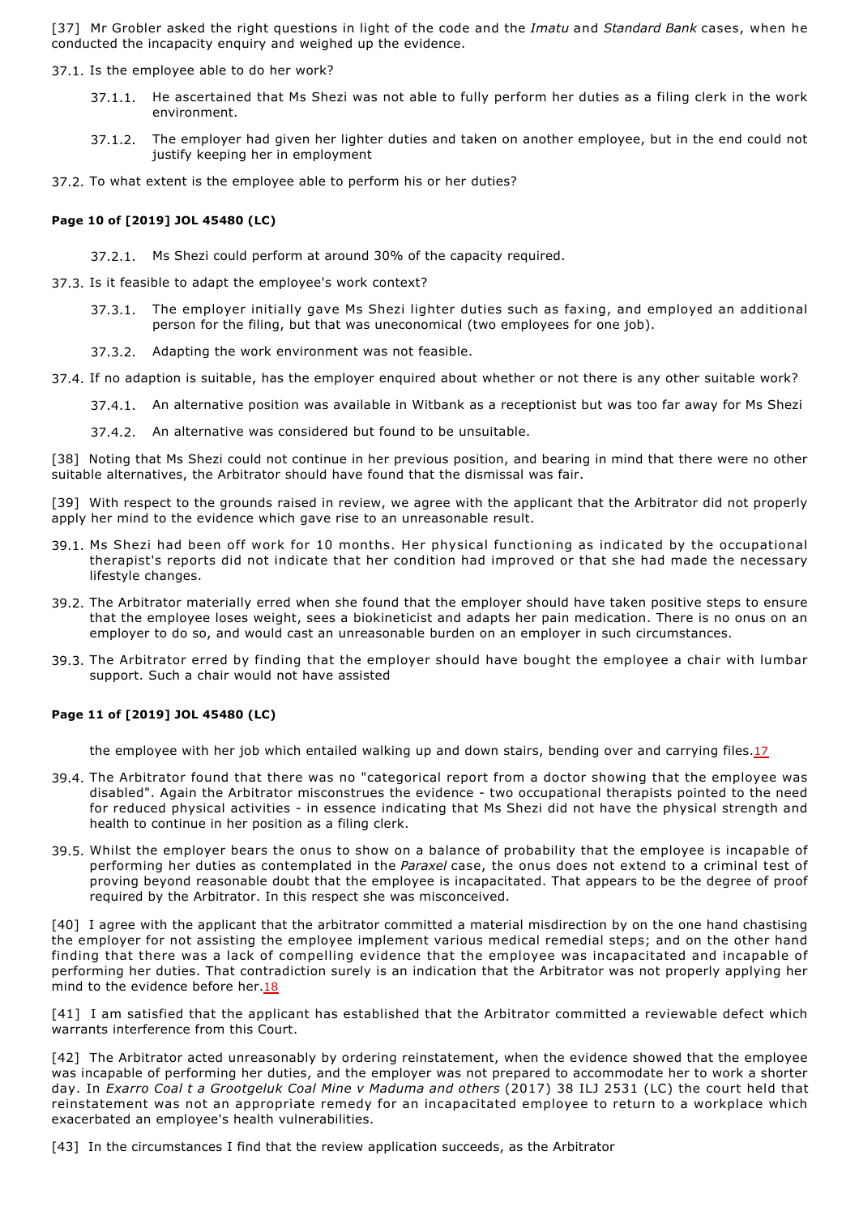[37] Mr Grobler asked the right questions in light of the code and the *Imatu* and *Standard Bank* cases, when he conducted the incapacity enquiry and weighed up the evidence.

37.1. Is the employee able to do her work?

- 37.1.1. He ascertained that Ms Shezi was not able to fully perform her duties as a filing clerk in the work environment.
- 37.1.2. The employer had given her lighter duties and taken on another employee, but in the end could not justify keeping her in employment

37.2. To what extent is the employee able to perform his or her duties?

- 37.2.1. Ms Shezi could perform at around 30% of the capacity required.

37.3. Is it feasible to adapt the employee's work context?

- 37.3.1. The employer initially gave Ms Shezi lighter duties such as faxing, and employed an additional person for the filing, but that was uneconomical (two employees for one job).
- 37.3.2. Adapting the work environment was not feasible.

37.4. If no adaption is suitable, has the employer enquired about whether or not there is any other suitable work?

- 37.4.1. An alternative position was available in Witbank as a receptionist but was too far away for Ms Shezi
- 37.4.2. An alternative was considered but found to be unsuitable.

[38] Noting that Ms Shezi could not continue in her previous position, and bearing in mind that there were no other suitable alternatives, the Arbitrator should have found that the dismissal was fair.

[39] With respect to the grounds raised in review, we agree with the applicant that the Arbitrator did not properly apply her mind to the evidence which gave rise to an unreasonable result.

39.1. Ms Shezi had been off work for 10 months. Her physical functioning as indicated by the occupational therapist's reports did not indicate that her condition had improved or that she had made the necessary lifestyle changes.

39.2. The Arbitrator materially erred when she found that the employer should have taken positive steps to ensure that the employee loses weight, sees a biokineticist and adapts her pain medication. There is no onus on an employer to do so, and would cast an unreasonable burden on an employer in such circumstances.

39.3. The Arbitrator erred by finding that the employer should have bought the employee a chair with lumbar support. Such a chair would not have assisted the employee with her job which entailed walking up and down stairs, bending over and carrying files.[17]

39.4. The Arbitrator found that there was no "categorical report from a doctor showing that the employee was disabled". Again the Arbitrator misconstrues the evidence - two occupational therapists pointed to the need for reduced physical activities - in essence indicating that Ms Shezi did not have the physical strength and health to continue in her position as a filing clerk.

39.5. Whilst the employer bears the onus to show on a balance of probability that the employee is incapable of performing her duties as contemplated in the *Paraxel* case, the onus does not extend to a criminal test of proving beyond reasonable doubt that the employee is incapacitated. That appears to be the degree of proof required by the Arbitrator. In this respect she was misconceived.

[40] I agree with the applicant that the arbitrator committed a material misdirection by on the one hand chastising the employer for not assisting the employee implement various medical remedial steps; and on the other hand finding that there was a lack of compelling evidence that the employee was incapacitated and incapable of performing her duties. That contradiction surely is an indication that the Arbitrator was not properly applying her mind to the evidence before her.[18]

[41] I am satisfied that the applicant has established that the Arbitrator committed a reviewable defect which warrants interference from this Court.

[42] The Arbitrator acted unreasonably by ordering reinstatement, when the evidence showed that the employee was incapable of performing her duties, and the employer was not prepared to accommodate her to work a shorter day. In *Exarro Coal t a Grootgeluk Coal Mine v Maduma and others* (2017) 38 ILJ 2531 (LC) the court held that reinstatement was not an appropriate remedy for an incapacitated employee to return to a workplace which exacerbated an employee's health vulnerabilities.

[43] In the circumstances I find that the review application succeeds, as the Arbitrator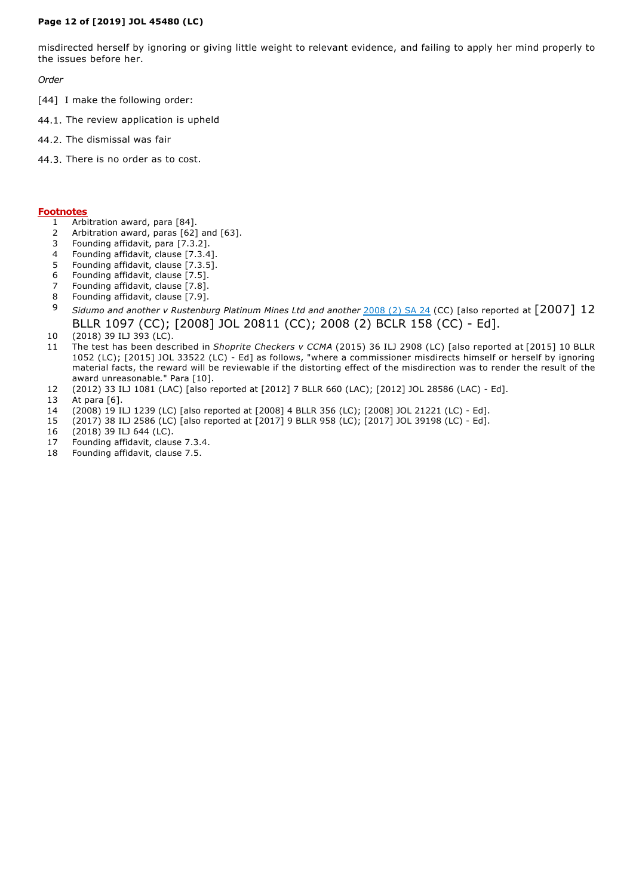misdirected herself by ignoring or giving little weight to relevant evidence, and failing to apply her mind properly to the issues before her.

*Order*

[44] I make the following order:

44.1. The review application is upheld

44.2. The dismissal was fair

44.3. There is no order as to cost.

**Footnotes**

1 Arbitration award, para [84].
2 Arbitration award, paras [62] and [63].
3 Founding affidavit, para [7.3.2].
4 Founding affidavit, clause [7.3.4].
5 Founding affidavit, clause [7.3.5].
6 Founding affidavit, clause [7.5].
7 Founding affidavit, clause [7.8].
8 Founding affidavit, clause [7.9].
9 *Sidumo and another v Rustenburg Platinum Mines Ltd and another* 2008 (2) SA 24 (CC) [also reported at [2007] 12 BLLR 1097 (CC); [2008] JOL 20811 (CC); 2008 (2) BCLR 158 (CC) - Ed].
10 (2018) 39 ILJ 393 (LC).
11 The test has been described in *Shoprite Checkers v CCMA* (2015) 36 ILJ 2908 (LC) [also reported at [2015] 10 BLLR 1052 (LC); [2015] JOL 33522 (LC) - Ed] as follows, "where a commissioner misdirects himself or herself by ignoring material facts, the reward will be reviewable if the distorting effect of the misdirection was to render the result of the award unreasonable." Para [10].
12 (2012) 33 ILJ 1081 (LAC) [also reported at [2012] 7 BLLR 660 (LAC); [2012] JOL 28586 (LAC) - Ed].
13 At para [6].
14 (2008) 19 ILJ 1239 (LC) [also reported at [2008] 4 BLLR 356 (LC); [2008] JOL 21221 (LC) - Ed].
15 (2017) 38 ILJ 2586 (LC) [also reported at [2017] 9 BLLR 958 (LC); [2017] JOL 39198 (LC) - Ed].
16 (2018) 39 ILJ 644 (LC).
17 Founding affidavit, clause 7.3.4.
18 Founding affidavit, clause 7.5.